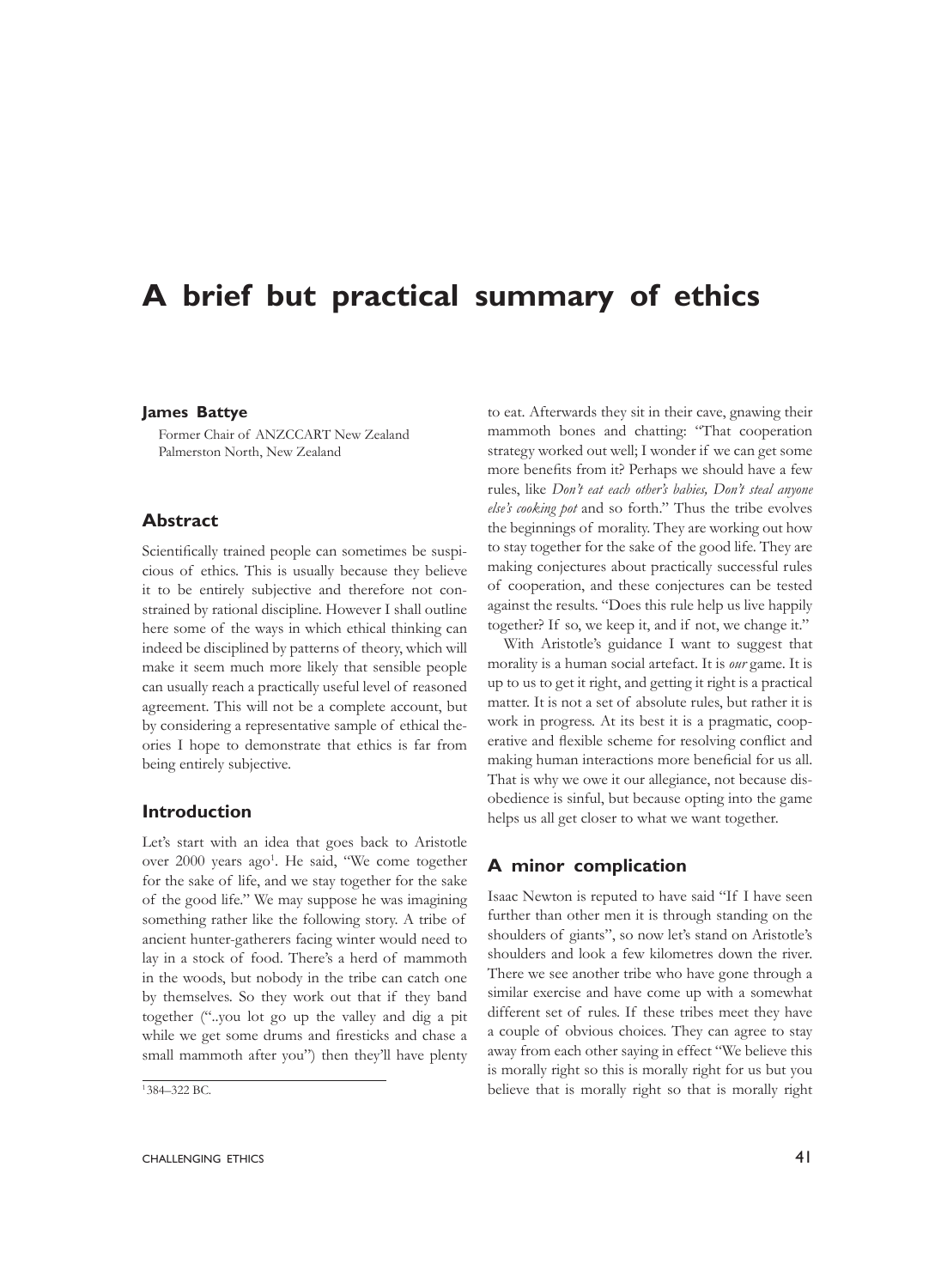# A brief but practical summary of ethics

**James Battye**

Former Chair of ANZCCART New Zealand
Palmerston North, New Zealand

## Abstract

Scientifically trained people can sometimes be suspicious of ethics. This is usually because they believe it to be entirely subjective and therefore not constrained by rational discipline. However I shall outline here some of the ways in which ethical thinking can indeed be disciplined by patterns of theory, which will make it seem much more likely that sensible people can usually reach a practically useful level of reasoned agreement. This will not be a complete account, but by considering a representative sample of ethical theories I hope to demonstrate that ethics is far from being entirely subjective.

## Introduction

Let's start with an idea that goes back to Aristotle over 2000 years ago[1]. He said, "We come together for the sake of life, and we stay together for the sake of the good life." We may suppose he was imagining something rather like the following story. A tribe of ancient hunter-gatherers facing winter would need to lay in a stock of food. There's a herd of mammoth in the woods, but nobody in the tribe can catch one by themselves. So they work out that if they band together ("..you lot go up the valley and dig a pit while we get some drums and firesticks and chase a small mammoth after you") then they'll have plenty to eat. Afterwards they sit in their cave, gnawing their mammoth bones and chatting: "That cooperation strategy worked out well; I wonder if we can get some more benefits from it? Perhaps we should have a few rules, like *Don't eat each other's babies, Don't steal anyone else's cooking pot* and so forth." Thus the tribe evolves the beginnings of morality. They are working out how to stay together for the sake of the good life. They are making conjectures about practically successful rules of cooperation, and these conjectures can be tested against the results. "Does this rule help us live happily together? If so, we keep it, and if not, we change it."

With Aristotle's guidance I want to suggest that morality is a human social artefact. It is *our* game. It is up to us to get it right, and getting it right is a practical matter. It is not a set of absolute rules, but rather it is work in progress. At its best it is a pragmatic, cooperative and flexible scheme for resolving conflict and making human interactions more beneficial for us all. That is why we owe it our allegiance, not because disobedience is sinful, but because opting into the game helps us all get closer to what we want together.

## A minor complication

Isaac Newton is reputed to have said "If I have seen further than other men it is through standing on the shoulders of giants", so now let's stand on Aristotle's shoulders and look a few kilometres down the river. There we see another tribe who have gone through a similar exercise and have come up with a somewhat different set of rules. If these tribes meet they have a couple of obvious choices. They can agree to stay away from each other saying in effect "We believe this is morally right so this is morally right for us but you believe that is morally right so that is morally right

[1] 384–322 BC.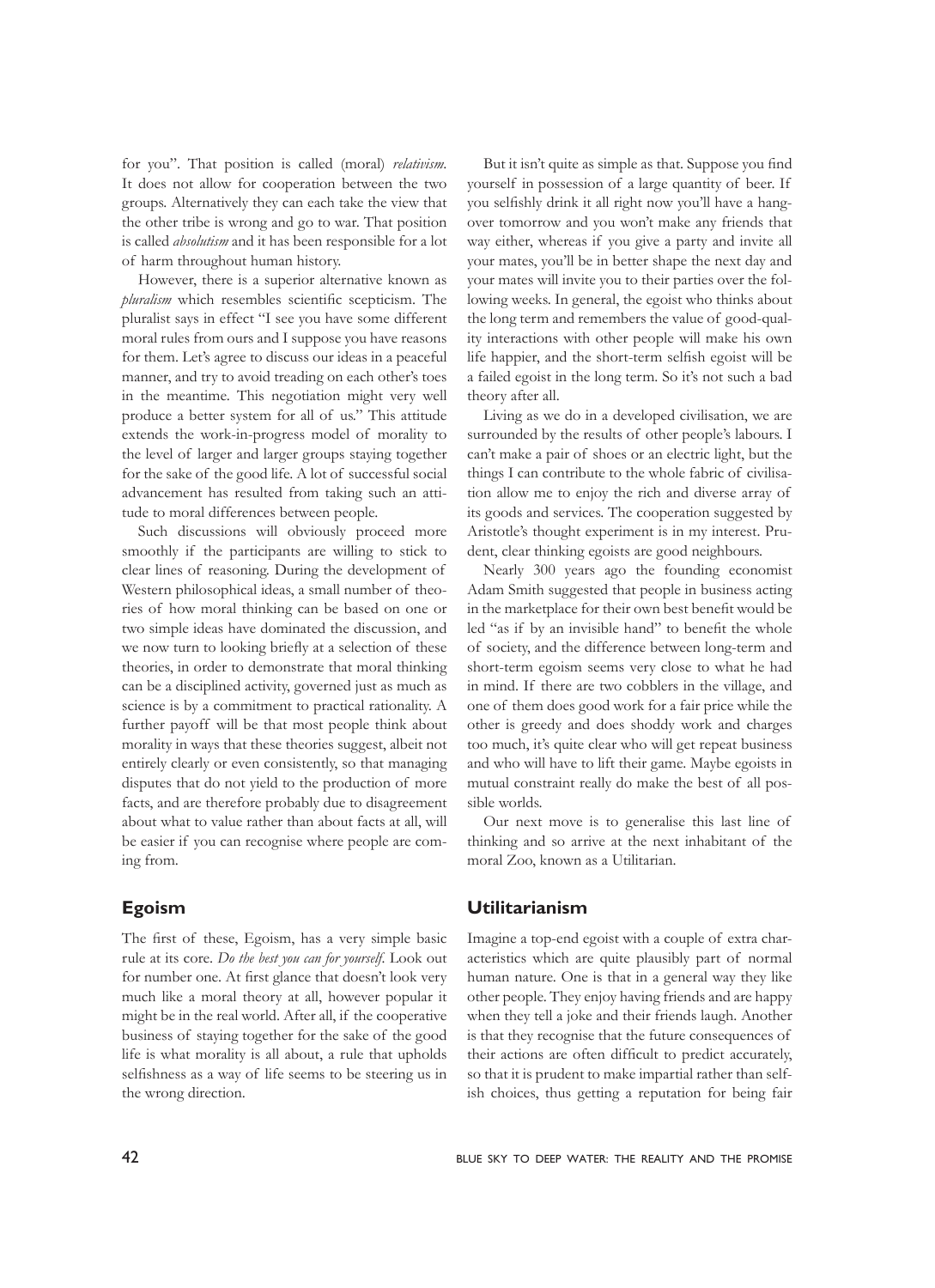for you". That position is called (moral) *relativism*. It does not allow for cooperation between the two groups. Alternatively they can each take the view that the other tribe is wrong and go to war. That position is called *absolutism* and it has been responsible for a lot of harm throughout human history.

However, there is a superior alternative known as *pluralism* which resembles scientific scepticism. The pluralist says in effect "I see you have some different moral rules from ours and I suppose you have reasons for them. Let's agree to discuss our ideas in a peaceful manner, and try to avoid treading on each other's toes in the meantime. This negotiation might very well produce a better system for all of us." This attitude extends the work-in-progress model of morality to the level of larger and larger groups staying together for the sake of the good life. A lot of successful social advancement has resulted from taking such an attitude to moral differences between people.

Such discussions will obviously proceed more smoothly if the participants are willing to stick to clear lines of reasoning. During the development of Western philosophical ideas, a small number of theories of how moral thinking can be based on one or two simple ideas have dominated the discussion, and we now turn to looking briefly at a selection of these theories, in order to demonstrate that moral thinking can be a disciplined activity, governed just as much as science is by a commitment to practical rationality. A further payoff will be that most people think about morality in ways that these theories suggest, albeit not entirely clearly or even consistently, so that managing disputes that do not yield to the production of more facts, and are therefore probably due to disagreement about what to value rather than about facts at all, will be easier if you can recognise where people are coming from.

## Egoism

The first of these, Egoism, has a very simple basic rule at its core. *Do the best you can for yourself*. Look out for number one. At first glance that doesn't look very much like a moral theory at all, however popular it might be in the real world. After all, if the cooperative business of staying together for the sake of the good life is what morality is all about, a rule that upholds selfishness as a way of life seems to be steering us in the wrong direction.

But it isn't quite as simple as that. Suppose you find yourself in possession of a large quantity of beer. If you selfishly drink it all right now you'll have a hangover tomorrow and you won't make any friends that way either, whereas if you give a party and invite all your mates, you'll be in better shape the next day and your mates will invite you to their parties over the following weeks. In general, the egoist who thinks about the long term and remembers the value of good-quality interactions with other people will make his own life happier, and the short-term selfish egoist will be a failed egoist in the long term. So it's not such a bad theory after all.

Living as we do in a developed civilisation, we are surrounded by the results of other people's labours. I can't make a pair of shoes or an electric light, but the things I can contribute to the whole fabric of civilisation allow me to enjoy the rich and diverse array of its goods and services. The cooperation suggested by Aristotle's thought experiment is in my interest. Prudent, clear thinking egoists are good neighbours.

Nearly 300 years ago the founding economist Adam Smith suggested that people in business acting in the marketplace for their own best benefit would be led "as if by an invisible hand" to benefit the whole of society, and the difference between long-term and short-term egoism seems very close to what he had in mind. If there are two cobblers in the village, and one of them does good work for a fair price while the other is greedy and does shoddy work and charges too much, it's quite clear who will get repeat business and who will have to lift their game. Maybe egoists in mutual constraint really do make the best of all possible worlds.

Our next move is to generalise this last line of thinking and so arrive at the next inhabitant of the moral Zoo, known as a Utilitarian.

## Utilitarianism

Imagine a top-end egoist with a couple of extra characteristics which are quite plausibly part of normal human nature. One is that in a general way they like other people. They enjoy having friends and are happy when they tell a joke and their friends laugh. Another is that they recognise that the future consequences of their actions are often difficult to predict accurately, so that it is prudent to make impartial rather than selfish choices, thus getting a reputation for being fair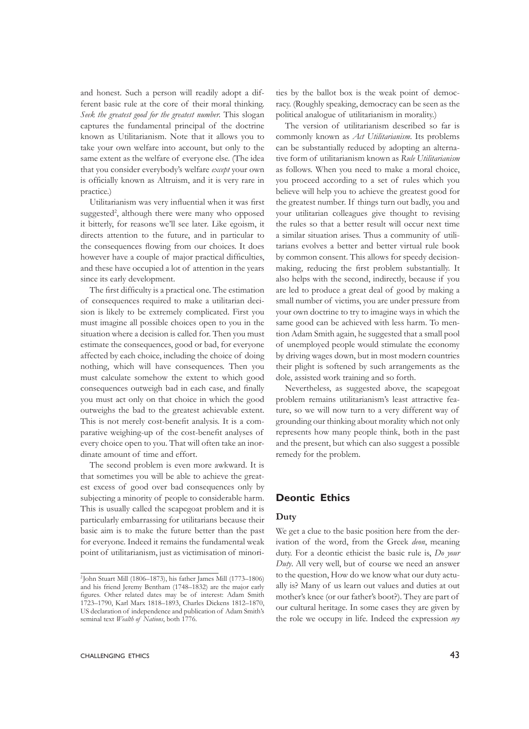and honest. Such a person will readily adopt a different basic rule at the core of their moral thinking. *Seek the greatest good for the greatest number*. This slogan captures the fundamental principal of the doctrine known as Utilitarianism. Note that it allows you to take your own welfare into account, but only to the same extent as the welfare of everyone else. (The idea that you consider everybody's welfare *except* your own is officially known as Altruism, and it is very rare in practice.)

Utilitarianism was very influential when it was first suggested[2], although there were many who opposed it bitterly, for reasons we'll see later. Like egoism, it directs attention to the future, and in particular to the consequences flowing from our choices. It does however have a couple of major practical difficulties, and these have occupied a lot of attention in the years since its early development.

The first difficulty is a practical one. The estimation of consequences required to make a utilitarian decision is likely to be extremely complicated. First you must imagine all possible choices open to you in the situation where a decision is called for. Then you must estimate the consequences, good or bad, for everyone affected by each choice, including the choice of doing nothing, which will have consequences. Then you must calculate somehow the extent to which good consequences outweigh bad in each case, and finally you must act only on that choice in which the good outweighs the bad to the greatest achievable extent. This is not merely cost-benefit analysis. It is a comparative weighing-up of the cost-benefit analyses of every choice open to you. That will often take an inordinate amount of time and effort.

The second problem is even more awkward. It is that sometimes you will be able to achieve the greatest excess of good over bad consequences only by subjecting a minority of people to considerable harm. This is usually called the scapegoat problem and it is particularly embarrassing for utilitarians because their basic aim is to make the future better than the past for everyone. Indeed it remains the fundamental weak point of utilitarianism, just as victimisation of minorities by the ballot box is the weak point of democracy. (Roughly speaking, democracy can be seen as the political analogue of utilitarianism in morality.)

The version of utilitarianism described so far is commonly known as *Act Utilitarianism*. Its problems can be substantially reduced by adopting an alternative form of utilitarianism known as *Rule Utilitarianism* as follows. When you need to make a moral choice, you proceed according to a set of rules which you believe will help you to achieve the greatest good for the greatest number. If things turn out badly, you and your utilitarian colleagues give thought to revising the rules so that a better result will occur next time a similar situation arises. Thus a community of utilitarians evolves a better and better virtual rule book by common consent. This allows for speedy decision-making, reducing the first problem substantially. It also helps with the second, indirectly, because if you are led to produce a great deal of good by making a small number of victims, you are under pressure from your own doctrine to try to imagine ways in which the same good can be achieved with less harm. To mention Adam Smith again, he suggested that a small pool of unemployed people would stimulate the economy by driving wages down, but in most modern countries their plight is softened by such arrangements as the dole, assisted work training and so forth.

Nevertheless, as suggested above, the scapegoat problem remains utilitarianism's least attractive feature, so we will now turn to a very different way of grounding our thinking about morality which not only represents how many people think, both in the past and the present, but which can also suggest a possible remedy for the problem.

## Deontic Ethics

### Duty

We get a clue to the basic position here from the derivation of the word, from the Greek *deon*, meaning duty. For a deontic ethicist the basic rule is, *Do your Duty*. All very well, but of course we need an answer to the question, How do we know what our duty actually is? Many of us learn out values and duties at out mother's knee (or our father's boot?). They are part of our cultural heritage. In some cases they are given by the role we occupy in life. Indeed the expression *my*

[2] John Stuart Mill (1806–1873), his father James Mill (1773–1806) and his friend Jeremy Bentham (1748–1832) are the major early figures. Other related dates may be of interest: Adam Smith 1723–1790, Karl Marx 1818–1893, Charles Dickens 1812–1870, US declaration of independence and publication of Adam Smith's seminal text *Wealth of Nations*, both 1776.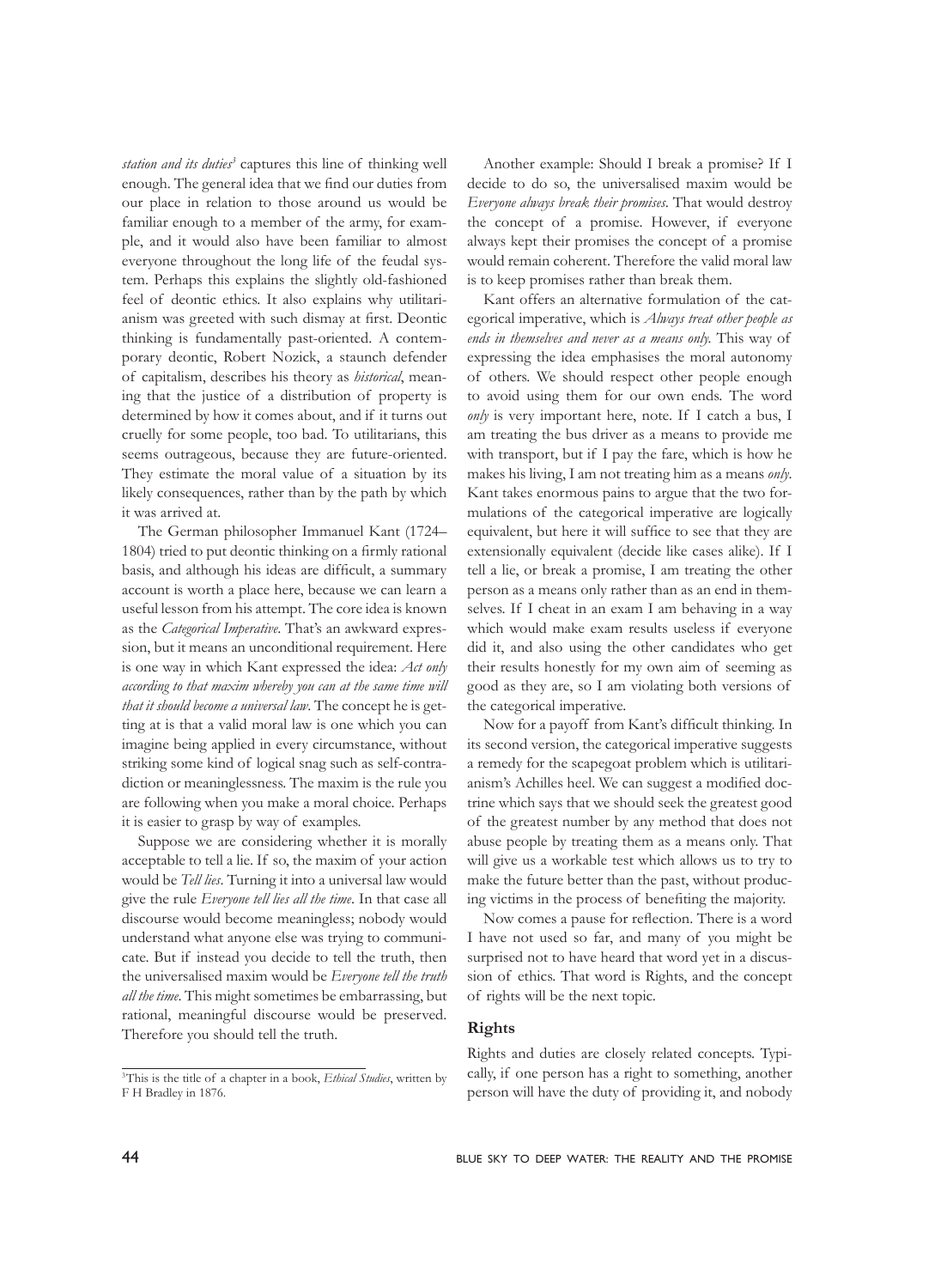*station and its duties*[3] captures this line of thinking well enough. The general idea that we find our duties from our place in relation to those around us would be familiar enough to a member of the army, for example, and it would also have been familiar to almost everyone throughout the long life of the feudal system. Perhaps this explains the slightly old-fashioned feel of deontic ethics. It also explains why utilitarianism was greeted with such dismay at first. Deontic thinking is fundamentally past-oriented. A contemporary deontic, Robert Nozick, a staunch defender of capitalism, describes his theory as *historical*, meaning that the justice of a distribution of property is determined by how it comes about, and if it turns out cruelly for some people, too bad. To utilitarians, this seems outrageous, because they are future-oriented. They estimate the moral value of a situation by its likely consequences, rather than by the path by which it was arrived at.

The German philosopher Immanuel Kant (1724–1804) tried to put deontic thinking on a firmly rational basis, and although his ideas are difficult, a summary account is worth a place here, because we can learn a useful lesson from his attempt. The core idea is known as the *Categorical Imperative*. That's an awkward expression, but it means an unconditional requirement. Here is one way in which Kant expressed the idea: *Act only according to that maxim whereby you can at the same time will that it should become a universal law*. The concept he is getting at is that a valid moral law is one which you can imagine being applied in every circumstance, without striking some kind of logical snag such as self-contradiction or meaninglessness. The maxim is the rule you are following when you make a moral choice. Perhaps it is easier to grasp by way of examples.

Suppose we are considering whether it is morally acceptable to tell a lie. If so, the maxim of your action would be *Tell lies*. Turning it into a universal law would give the rule *Everyone tell lies all the time*. In that case all discourse would become meaningless; nobody would understand what anyone else was trying to communicate. But if instead you decide to tell the truth, then the universalised maxim would be *Everyone tell the truth all the time*. This might sometimes be embarrassing, but rational, meaningful discourse would be preserved. Therefore you should tell the truth.

Another example: Should I break a promise? If I decide to do so, the universalised maxim would be *Everyone always break their promises*. That would destroy the concept of a promise. However, if everyone always kept their promises the concept of a promise would remain coherent. Therefore the valid moral law is to keep promises rather than break them.

Kant offers an alternative formulation of the categorical imperative, which is *Always treat other people as ends in themselves and never as a means only*. This way of expressing the idea emphasises the moral autonomy of others. We should respect other people enough to avoid using them for our own ends. The word *only* is very important here, note. If I catch a bus, I am treating the bus driver as a means to provide me with transport, but if I pay the fare, which is how he makes his living, I am not treating him as a means *only*. Kant takes enormous pains to argue that the two formulations of the categorical imperative are logically equivalent, but here it will suffice to see that they are extensionally equivalent (decide like cases alike). If I tell a lie, or break a promise, I am treating the other person as a means only rather than as an end in themselves. If I cheat in an exam I am behaving in a way which would make exam results useless if everyone did it, and also using the other candidates who get their results honestly for my own aim of seeming as good as they are, so I am violating both versions of the categorical imperative.

Now for a payoff from Kant's difficult thinking. In its second version, the categorical imperative suggests a remedy for the scapegoat problem which is utilitarianism's Achilles heel. We can suggest a modified doctrine which says that we should seek the greatest good of the greatest number by any method that does not abuse people by treating them as a means only. That will give us a workable test which allows us to try to make the future better than the past, without producing victims in the process of benefiting the majority.

Now comes a pause for reflection. There is a word I have not used so far, and many of you might be surprised not to have heard that word yet in a discussion of ethics. That word is Rights, and the concept of rights will be the next topic.

### Rights

Rights and duties are closely related concepts. Typically, if one person has a right to something, another person will have the duty of providing it, and nobody

[3] This is the title of a chapter in a book, *Ethical Studies*, written by F H Bradley in 1876.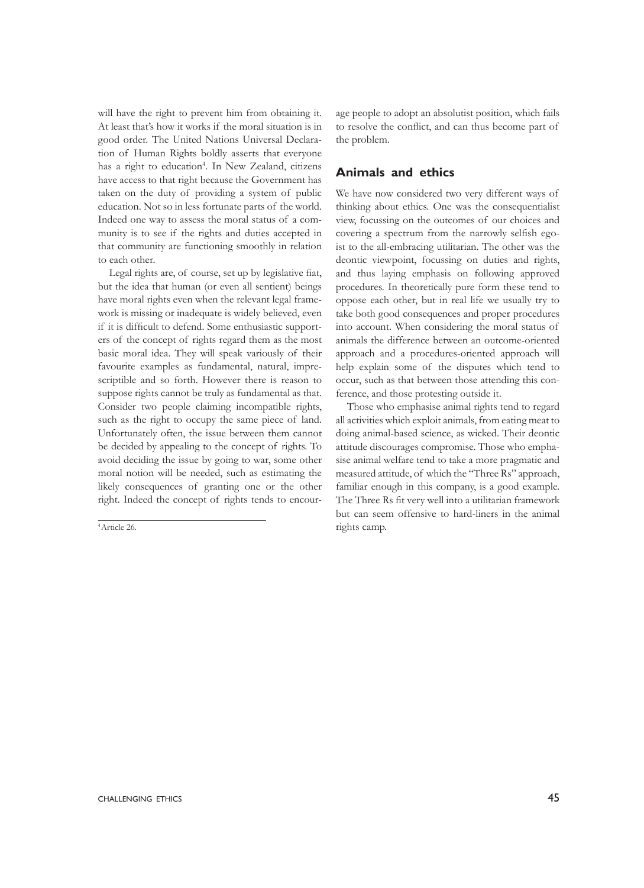will have the right to prevent him from obtaining it. At least that's how it works if the moral situation is in good order. The United Nations Universal Declaration of Human Rights boldly asserts that everyone has a right to education[4]. In New Zealand, citizens have access to that right because the Government has taken on the duty of providing a system of public education. Not so in less fortunate parts of the world. Indeed one way to assess the moral status of a community is to see if the rights and duties accepted in that community are functioning smoothly in relation to each other.

Legal rights are, of course, set up by legislative fiat, but the idea that human (or even all sentient) beings have moral rights even when the relevant legal framework is missing or inadequate is widely believed, even if it is difficult to defend. Some enthusiastic supporters of the concept of rights regard them as the most basic moral idea. They will speak variously of their favourite examples as fundamental, natural, imprescriptible and so forth. However there is reason to suppose rights cannot be truly as fundamental as that. Consider two people claiming incompatible rights, such as the right to occupy the same piece of land. Unfortunately often, the issue between them cannot be decided by appealing to the concept of rights. To avoid deciding the issue by going to war, some other moral notion will be needed, such as estimating the likely consequences of granting one or the other right. Indeed the concept of rights tends to encourage people to adopt an absolutist position, which fails to resolve the conflict, and can thus become part of the problem.

## Animals and ethics

We have now considered two very different ways of thinking about ethics. One was the consequentialist view, focussing on the outcomes of our choices and covering a spectrum from the narrowly selfish egoist to the all-embracing utilitarian. The other was the deontic viewpoint, focussing on duties and rights, and thus laying emphasis on following approved procedures. In theoretically pure form these tend to oppose each other, but in real life we usually try to take both good consequences and proper procedures into account. When considering the moral status of animals the difference between an outcome-oriented approach and a procedures-oriented approach will help explain some of the disputes which tend to occur, such as that between those attending this conference, and those protesting outside it.

Those who emphasise animal rights tend to regard all activities which exploit animals, from eating meat to doing animal-based science, as wicked. Their deontic attitude discourages compromise. Those who emphasise animal welfare tend to take a more pragmatic and measured attitude, of which the "Three Rs" approach, familiar enough in this company, is a good example. The Three Rs fit very well into a utilitarian framework but can seem offensive to hard-liners in the animal rights camp.

[4] Article 26.